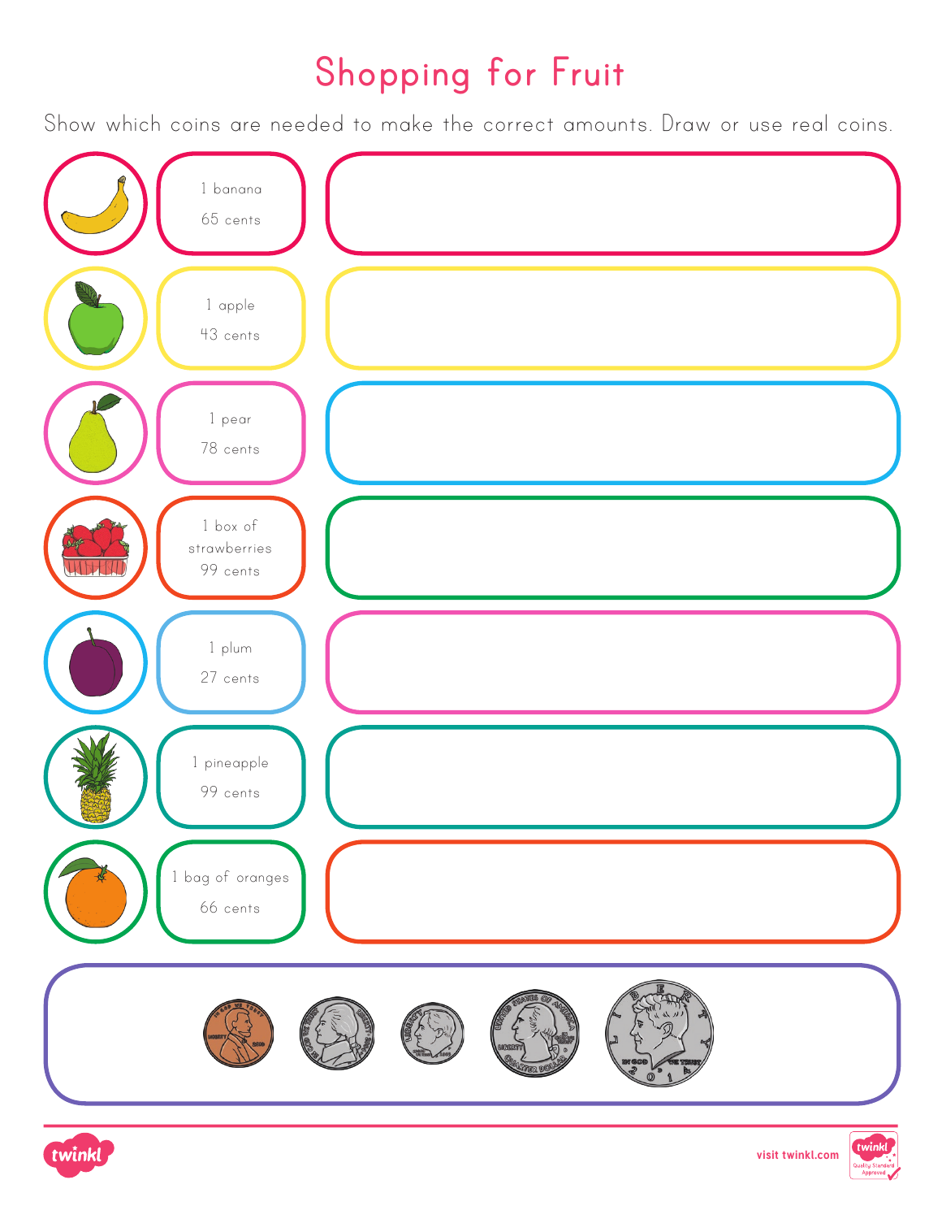# Shopping for Fruit

Show which coins are needed to make the correct amounts. Draw or use real coins.

| Item | Price | Coins |
|---|---|---|
| 1 banana | 65 cents | |
| 1 apple | 43 cents | |
| 1 pear | 78 cents | |
| 1 box of strawberries | 99 cents | |
| 1 plum | 27 cents | |
| 1 pineapple | 99 cents | |
| 1 bag of oranges | 66 cents | |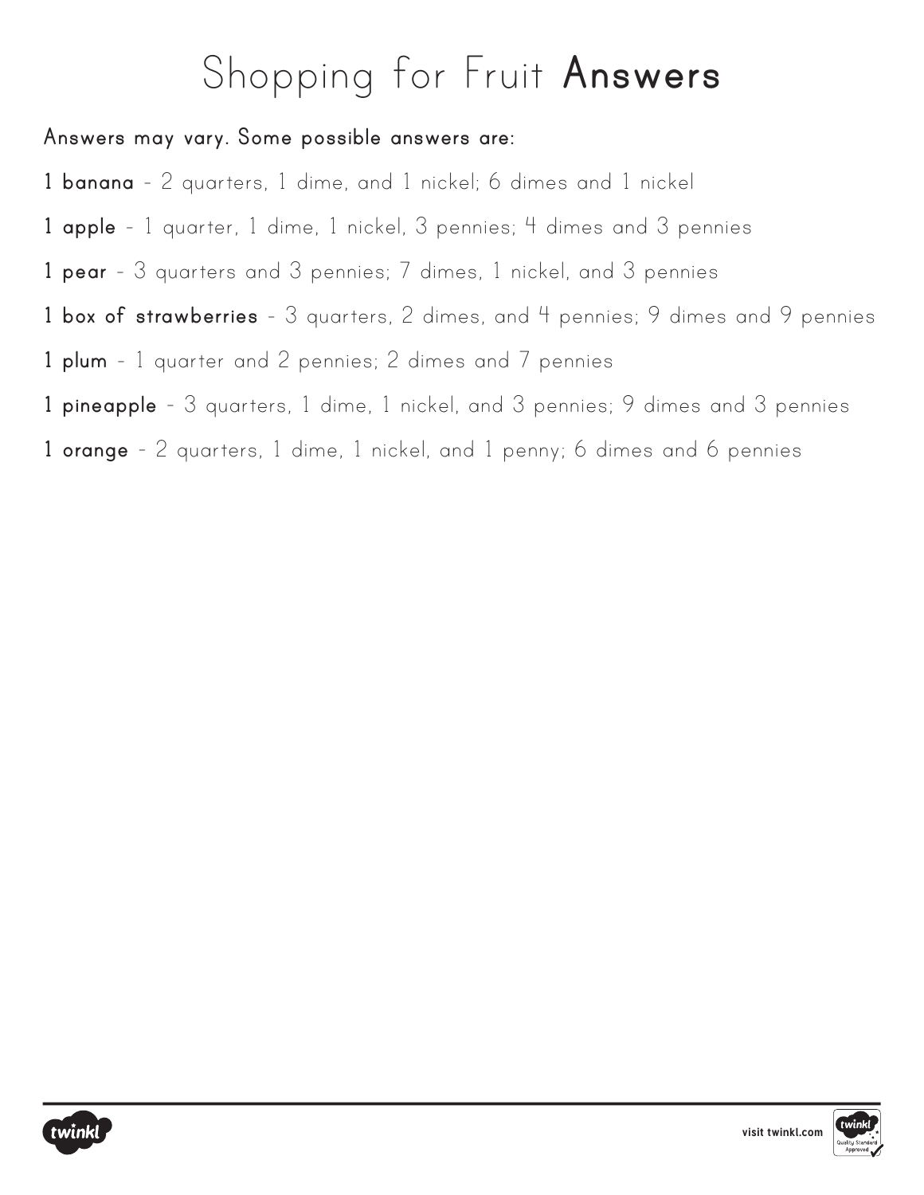# Shopping for Fruit **Answers**

**Answers may vary. Some possible answers are:**

**1 banana** - 2 quarters, 1 dime, and 1 nickel; 6 dimes and 1 nickel

**1 apple** - 1 quarter, 1 dime, 1 nickel, 3 pennies; 4 dimes and 3 pennies

**1 pear** - 3 quarters and 3 pennies; 7 dimes, 1 nickel, and 3 pennies

**1 box of strawberries** - 3 quarters, 2 dimes, and 4 pennies; 9 dimes and 9 pennies

**1 plum** - 1 quarter and 2 pennies; 2 dimes and 7 pennies

**1 pineapple** - 3 quarters, 1 dime, 1 nickel, and 3 pennies; 9 dimes and 3 pennies

**1 orange** - 2 quarters, 1 dime, 1 nickel, and 1 penny; 6 dimes and 6 pennies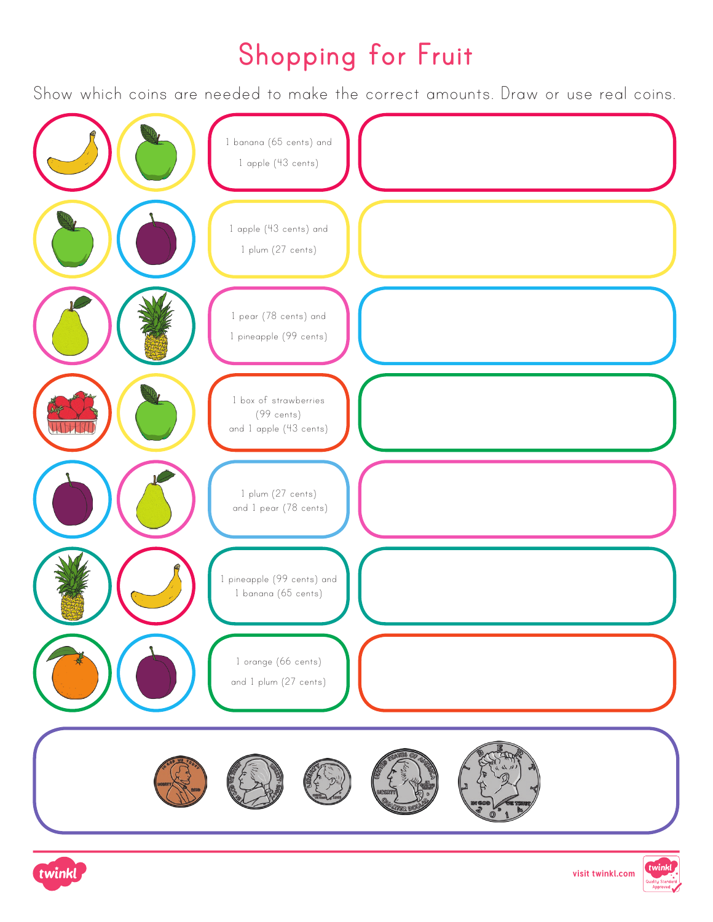# Shopping for Fruit

Show which coins are needed to make the correct amounts. Draw or use real coins.

| Fruit | |
|---|---|
| 1 banana (65 cents) and 1 apple (43 cents) | |
| 1 apple (43 cents) and 1 plum (27 cents) | |
| 1 pear (78 cents) and 1 pineapple (99 cents) | |
| 1 box of strawberries (99 cents) and 1 apple (43 cents) | |
| 1 plum (27 cents) and 1 pear (78 cents) | |
| 1 pineapple (99 cents) and 1 banana (65 cents) | |
| 1 orange (66 cents) and 1 plum (27 cents) | |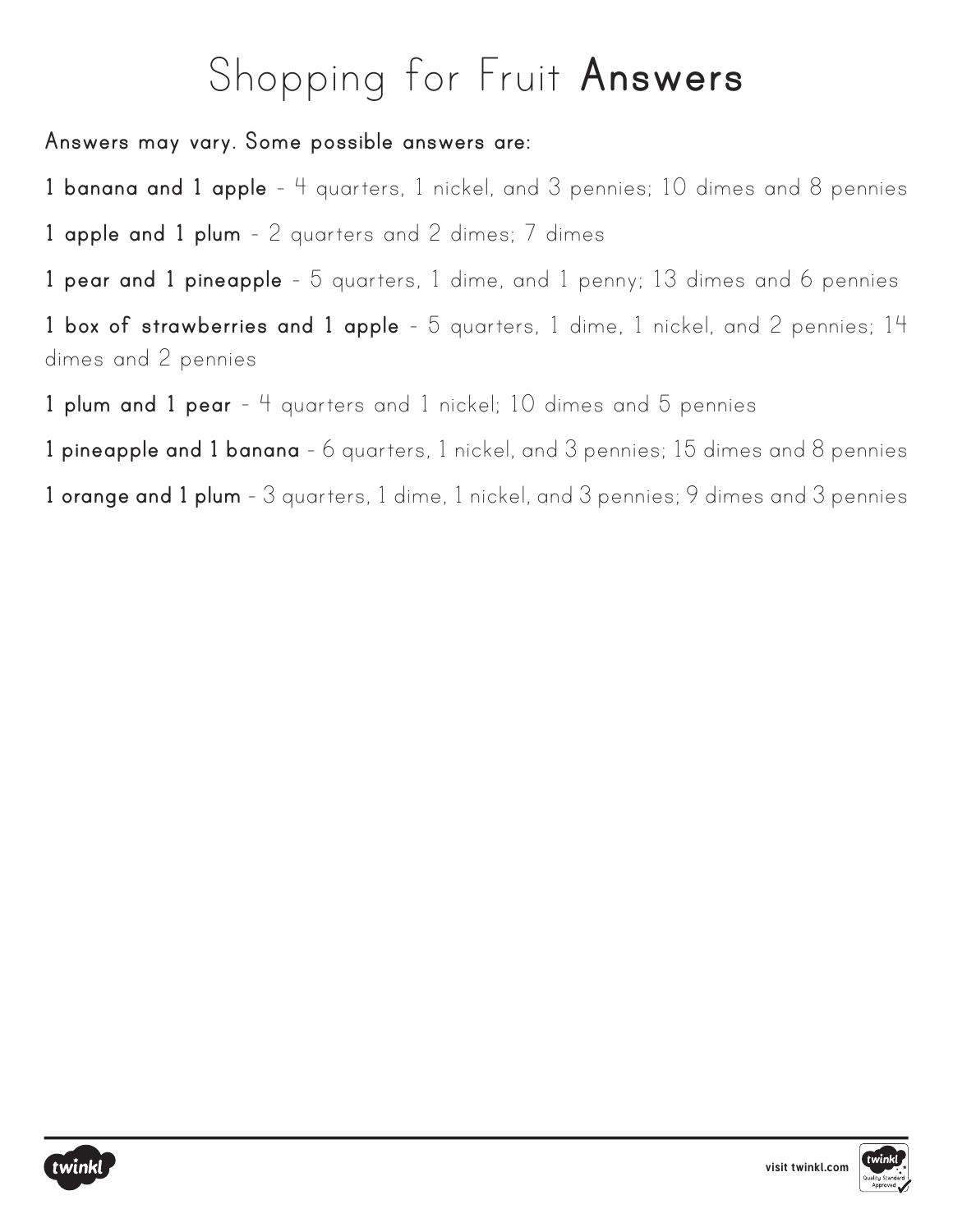# Shopping for Fruit **Answers**

**Answers may vary. Some possible answers are:**

**1 banana and 1 apple** - 4 quarters, 1 nickel, and 3 pennies; 10 dimes and 8 pennies

**1 apple and 1 plum** - 2 quarters and 2 dimes; 7 dimes

**1 pear and 1 pineapple** - 5 quarters, 1 dime, and 1 penny; 13 dimes and 6 pennies

**1 box of strawberries and 1 apple** - 5 quarters, 1 dime, 1 nickel, and 2 pennies; 14 dimes and 2 pennies

**1 plum and 1 pear** - 4 quarters and 1 nickel; 10 dimes and 5 pennies

**1 pineapple and 1 banana** - 6 quarters, 1 nickel, and 3 pennies; 15 dimes and 8 pennies

**1 orange and 1 plum** - 3 quarters, 1 dime, 1 nickel, and 3 pennies; 9 dimes and 3 pennies